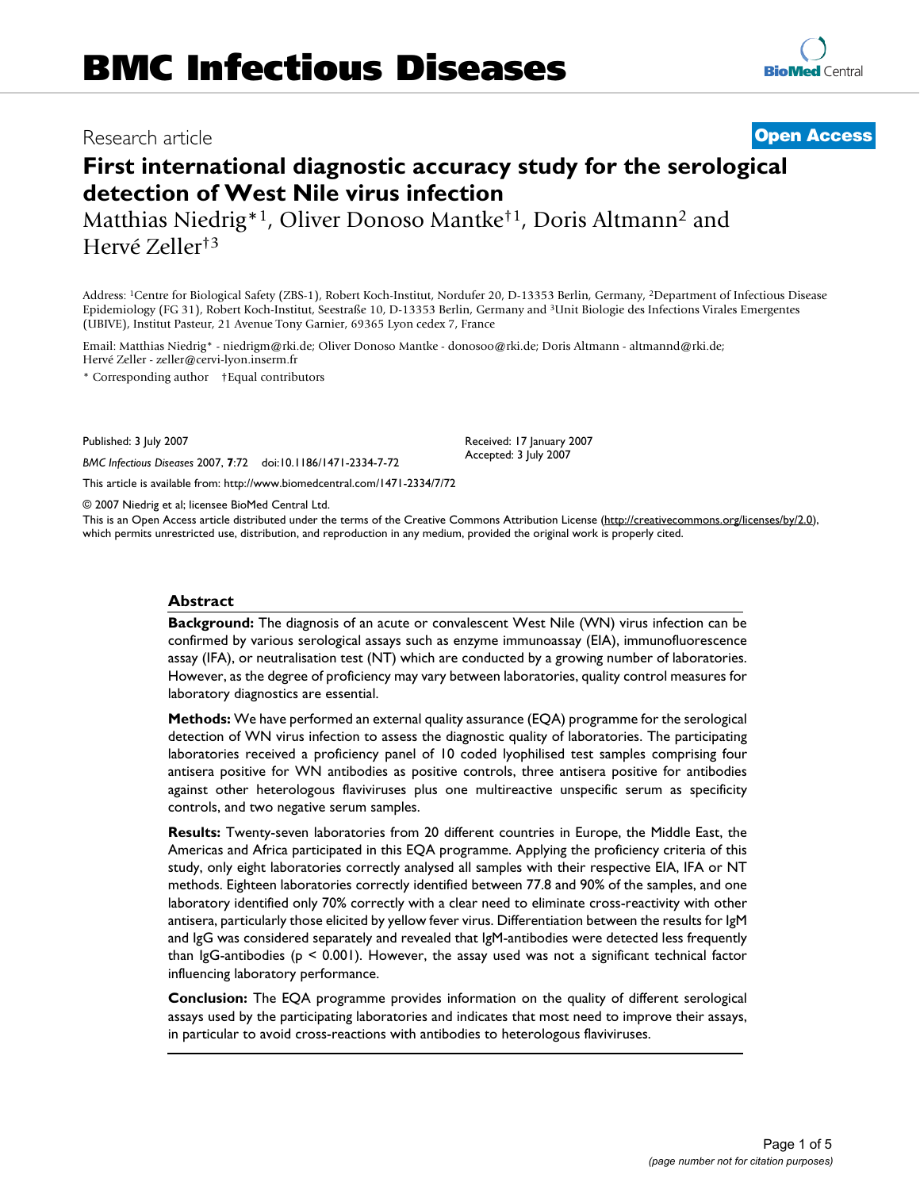# BMC Infectious Diseases

Research article

**Open Access**

# First international diagnostic accuracy study for the serological detection of West Nile virus infection

Matthias Niedrig*[1], Oliver Donoso Mantke†[1], Doris Altmann[2] and Hervé Zeller†[3]

Address: [1]Centre for Biological Safety (ZBS-1), Robert Koch-Institut, Nordufer 20, D-13353 Berlin, Germany, [2]Department of Infectious Disease Epidemiology (FG 31), Robert Koch-Institut, Seestraße 10, D-13353 Berlin, Germany and [3]Unit Biologie des Infections Virales Emergentes (UBIVE), Institut Pasteur, 21 Avenue Tony Garnier, 69365 Lyon cedex 7, France

Email: Matthias Niedrig* - niedrigm@rki.de; Oliver Donoso Mantke - donosoo@rki.de; Doris Altmann - altmannd@rki.de; Hervé Zeller - zeller@cervi-lyon.inserm.fr

\* Corresponding author †Equal contributors

Published: 3 July 2007

*BMC Infectious Diseases* 2007, **7**:72 doi:10.1186/1471-2334-7-72

Received: 17 January 2007
Accepted: 3 July 2007

This article is available from: http://www.biomedcentral.com/1471-2334/7/72

© 2007 Niedrig et al; licensee BioMed Central Ltd.

This is an Open Access article distributed under the terms of the Creative Commons Attribution License (http://creativecommons.org/licenses/by/2.0), which permits unrestricted use, distribution, and reproduction in any medium, provided the original work is properly cited.

## Abstract

**Background:** The diagnosis of an acute or convalescent West Nile (WN) virus infection can be confirmed by various serological assays such as enzyme immunoassay (EIA), immunofluorescence assay (IFA), or neutralisation test (NT) which are conducted by a growing number of laboratories. However, as the degree of proficiency may vary between laboratories, quality control measures for laboratory diagnostics are essential.

**Methods:** We have performed an external quality assurance (EQA) programme for the serological detection of WN virus infection to assess the diagnostic quality of laboratories. The participating laboratories received a proficiency panel of 10 coded lyophilised test samples comprising four antisera positive for WN antibodies as positive controls, three antisera positive for antibodies against other heterologous flaviviruses plus one multireactive unspecific serum as specificity controls, and two negative serum samples.

**Results:** Twenty-seven laboratories from 20 different countries in Europe, the Middle East, the Americas and Africa participated in this EQA programme. Applying the proficiency criteria of this study, only eight laboratories correctly analysed all samples with their respective EIA, IFA or NT methods. Eighteen laboratories correctly identified between 77.8 and 90% of the samples, and one laboratory identified only 70% correctly with a clear need to eliminate cross-reactivity with other antisera, particularly those elicited by yellow fever virus. Differentiation between the results for IgM and IgG was considered separately and revealed that IgM-antibodies were detected less frequently than IgG-antibodies ($p < 0.001$). However, the assay used was not a significant technical factor influencing laboratory performance.

**Conclusion:** The EQA programme provides information on the quality of different serological assays used by the participating laboratories and indicates that most need to improve their assays, in particular to avoid cross-reactions with antibodies to heterologous flaviviruses.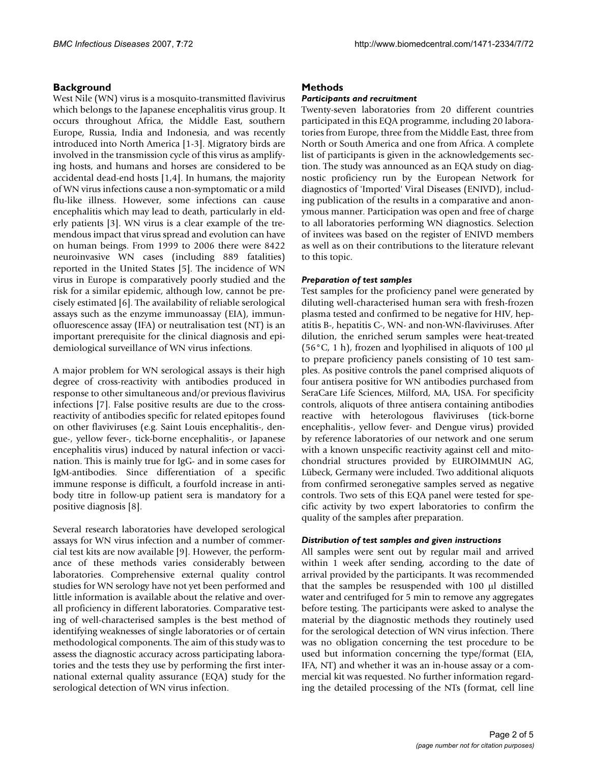## Background

West Nile (WN) virus is a mosquito-transmitted flavivirus which belongs to the Japanese encephalitis virus group. It occurs throughout Africa, the Middle East, southern Europe, Russia, India and Indonesia, and was recently introduced into North America [1-3]. Migratory birds are involved in the transmission cycle of this virus as amplifying hosts, and humans and horses are considered to be accidental dead-end hosts [1,4]. In humans, the majority of WN virus infections cause a non-symptomatic or a mild flu-like illness. However, some infections can cause encephalitis which may lead to death, particularly in elderly patients [3]. WN virus is a clear example of the tremendous impact that virus spread and evolution can have on human beings. From 1999 to 2006 there were 8422 neuroinvasive WN cases (including 889 fatalities) reported in the United States [5]. The incidence of WN virus in Europe is comparatively poorly studied and the risk for a similar epidemic, although low, cannot be precisely estimated [6]. The availability of reliable serological assays such as the enzyme immunoassay (EIA), immunofluorescence assay (IFA) or neutralisation test (NT) is an important prerequisite for the clinical diagnosis and epidemiological surveillance of WN virus infections.

A major problem for WN serological assays is their high degree of cross-reactivity with antibodies produced in response to other simultaneous and/or previous flavivirus infections [7]. False positive results are due to the cross-reactivity of antibodies specific for related epitopes found on other flaviviruses (e.g. Saint Louis encephalitis-, dengue-, yellow fever-, tick-borne encephalitis-, or Japanese encephalitis virus) induced by natural infection or vaccination. This is mainly true for IgG- and in some cases for IgM-antibodies. Since differentiation of a specific immune response is difficult, a fourfold increase in antibody titre in follow-up patient sera is mandatory for a positive diagnosis [8].

Several research laboratories have developed serological assays for WN virus infection and a number of commercial test kits are now available [9]. However, the performance of these methods varies considerably between laboratories. Comprehensive external quality control studies for WN serology have not yet been performed and little information is available about the relative and overall proficiency in different laboratories. Comparative testing of well-characterised samples is the best method of identifying weaknesses of single laboratories or of certain methodological components. The aim of this study was to assess the diagnostic accuracy across participating laboratories and the tests they use by performing the first international external quality assurance (EQA) study for the serological detection of WN virus infection.

## Methods

### *Participants and recruitment*

Twenty-seven laboratories from 20 different countries participated in this EQA programme, including 20 laboratories from Europe, three from the Middle East, three from North or South America and one from Africa. A complete list of participants is given in the acknowledgements section. The study was announced as an EQA study on diagnostic proficiency run by the European Network for diagnostics of 'Imported' Viral Diseases (ENIVD), including publication of the results in a comparative and anonymous manner. Participation was open and free of charge to all laboratories performing WN diagnostics. Selection of invitees was based on the register of ENIVD members as well as on their contributions to the literature relevant to this topic.

### *Preparation of test samples*

Test samples for the proficiency panel were generated by diluting well-characterised human sera with fresh-frozen plasma tested and confirmed to be negative for HIV, hepatitis B-, hepatitis C-, WN- and non-WN-flaviviruses. After dilution, the enriched serum samples were heat-treated (56°C, 1 h), frozen and lyophilised in aliquots of 100 µl to prepare proficiency panels consisting of 10 test samples. As positive controls the panel comprised aliquots of four antisera positive for WN antibodies purchased from SeraCare Life Sciences, Milford, MA, USA. For specificity controls, aliquots of three antisera containing antibodies reactive with heterologous flaviviruses (tick-borne encephalitis-, yellow fever- and Dengue virus) provided by reference laboratories of our network and one serum with a known unspecific reactivity against cell and mitochondrial structures provided by EUROIMMUN AG, Lübeck, Germany were included. Two additional aliquots from confirmed seronegative samples served as negative controls. Two sets of this EQA panel were tested for specific activity by two expert laboratories to confirm the quality of the samples after preparation.

### *Distribution of test samples and given instructions*

All samples were sent out by regular mail and arrived within 1 week after sending, according to the date of arrival provided by the participants. It was recommended that the samples be resuspended with 100 µl distilled water and centrifuged for 5 min to remove any aggregates before testing. The participants were asked to analyse the material by the diagnostic methods they routinely used for the serological detection of WN virus infection. There was no obligation concerning the test procedure to be used but information concerning the type/format (EIA, IFA, NT) and whether it was an in-house assay or a commercial kit was requested. No further information regarding the detailed processing of the NTs (format, cell line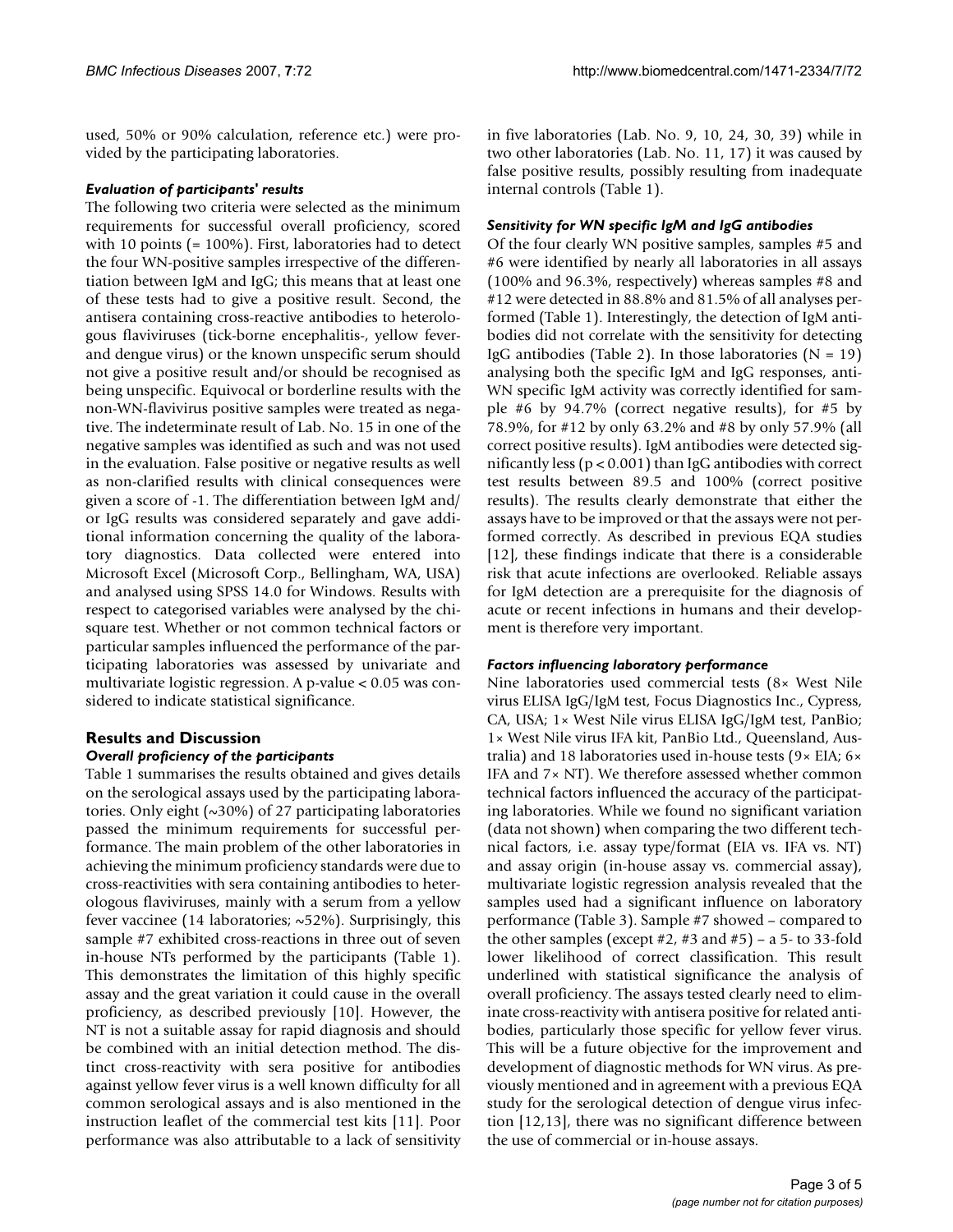used, 50% or 90% calculation, reference etc.) were provided by the participating laboratories.

### *Evaluation of participants' results*

The following two criteria were selected as the minimum requirements for successful overall proficiency, scored with 10 points (= 100%). First, laboratories had to detect the four WN-positive samples irrespective of the differentiation between IgM and IgG; this means that at least one of these tests had to give a positive result. Second, the antisera containing cross-reactive antibodies to heterologous flaviviruses (tick-borne encephalitis-, yellow fever- and dengue virus) or the known unspecific serum should not give a positive result and/or should be recognised as being unspecific. Equivocal or borderline results with the non-WN-flavivirus positive samples were treated as negative. The indeterminate result of Lab. No. 15 in one of the negative samples was identified as such and was not used in the evaluation. False positive or negative results as well as non-clarified results with clinical consequences were given a score of -1. The differentiation between IgM and/or IgG results was considered separately and gave additional information concerning the quality of the laboratory diagnostics. Data collected were entered into Microsoft Excel (Microsoft Corp., Bellingham, WA, USA) and analysed using SPSS 14.0 for Windows. Results with respect to categorised variables were analysed by the chi-square test. Whether or not common technical factors or particular samples influenced the performance of the participating laboratories was assessed by univariate and multivariate logistic regression. A p-value < 0.05 was considered to indicate statistical significance.

## Results and Discussion

### *Overall proficiency of the participants*

Table 1 summarises the results obtained and gives details on the serological assays used by the participating laboratories. Only eight (~30%) of 27 participating laboratories passed the minimum requirements for successful performance. The main problem of the other laboratories in achieving the minimum proficiency standards were due to cross-reactivities with sera containing antibodies to heterologous flaviviruses, mainly with a serum from a yellow fever vaccinee (14 laboratories; ~52%). Surprisingly, this sample #7 exhibited cross-reactions in three out of seven in-house NTs performed by the participants (Table 1). This demonstrates the limitation of this highly specific assay and the great variation it could cause in the overall proficiency, as described previously [10]. However, the NT is not a suitable assay for rapid diagnosis and should be combined with an initial detection method. The distinct cross-reactivity with sera positive for antibodies against yellow fever virus is a well known difficulty for all common serological assays and is also mentioned in the instruction leaflet of the commercial test kits [11]. Poor performance was also attributable to a lack of sensitivity in five laboratories (Lab. No. 9, 10, 24, 30, 39) while in two other laboratories (Lab. No. 11, 17) it was caused by false positive results, possibly resulting from inadequate internal controls (Table 1).

### *Sensitivity for WN specific IgM and IgG antibodies*

Of the four clearly WN positive samples, samples #5 and #6 were identified by nearly all laboratories in all assays (100% and 96.3%, respectively) whereas samples #8 and #12 were detected in 88.8% and 81.5% of all analyses performed (Table 1). Interestingly, the detection of IgM antibodies did not correlate with the sensitivity for detecting IgG antibodies (Table 2). In those laboratories (N = 19) analysing both the specific IgM and IgG responses, anti-WN specific IgM activity was correctly identified for sample #6 by 94.7% (correct negative results), for #5 by 78.9%, for #12 by only 63.2% and #8 by only 57.9% (all correct positive results). IgM antibodies were detected significantly less ($p < 0.001$) than IgG antibodies with correct test results between 89.5 and 100% (correct positive results). The results clearly demonstrate that either the assays have to be improved or that the assays were not performed correctly. As described in previous EQA studies [12], these findings indicate that there is a considerable risk that acute infections are overlooked. Reliable assays for IgM detection are a prerequisite for the diagnosis of acute or recent infections in humans and their development is therefore very important.

### *Factors influencing laboratory performance*

Nine laboratories used commercial tests (8× West Nile virus ELISA IgG/IgM test, Focus Diagnostics Inc., Cypress, CA, USA; 1× West Nile virus ELISA IgG/IgM test, PanBio; 1× West Nile virus IFA kit, PanBio Ltd., Queensland, Australia) and 18 laboratories used in-house tests (9× EIA; 6× IFA and 7× NT). We therefore assessed whether common technical factors influenced the accuracy of the participating laboratories. While we found no significant variation (data not shown) when comparing the two different technical factors, i.e. assay type/format (EIA vs. IFA vs. NT) and assay origin (in-house assay vs. commercial assay), multivariate logistic regression analysis revealed that the samples used had a significant influence on laboratory performance (Table 3). Sample #7 showed – compared to the other samples (except #2, #3 and #5) – a 5- to 33-fold lower likelihood of correct classification. This result underlined with statistical significance the analysis of overall proficiency. The assays tested clearly need to eliminate cross-reactivity with antisera positive for related antibodies, particularly those specific for yellow fever virus. This will be a future objective for the improvement and development of diagnostic methods for WN virus. As previously mentioned and in agreement with a previous EQA study for the serological detection of dengue virus infection [12,13], there was no significant difference between the use of commercial or in-house assays.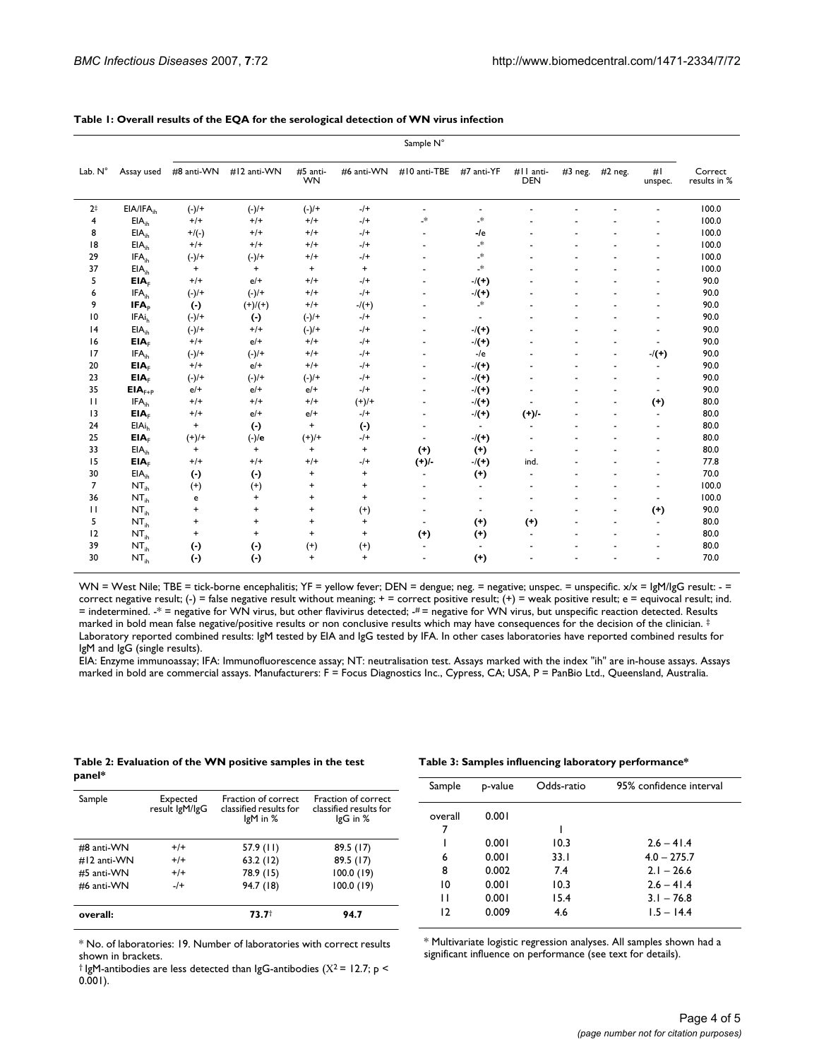**Table 1: Overall results of the EQA for the serological detection of WN virus infection**

| Lab. N° | Assay used | Sample N°: #8 anti-WN | #12 anti-WN | #5 anti-WN | #6 anti-WN | #10 anti-TBE | #7 anti-YF | #11 anti-DEN | #3 neg. | #2 neg. | #1 unspec. | Correct results in % |
|---|---|---|---|---|---|---|---|---|---|---|---|---|
| 2‡ | EIA/IFA$_{ih}$ | (-)/+ | (-)/+ | (-)/+ | -/+ | - | - | - | - | - | - | 100.0 |
| 4 | EIA$_{ih}$ | +/+ | +/+ | +/+ | -/+ | -* | -* | - | - | - | - | 100.0 |
| 8 | EIA$_{ih}$ | +/(-) | +/+ | +/+ | -/+ | - | **-/e** | - | - | - | - | 100.0 |
| 18 | EIA$_{ih}$ | +/+ | +/+ | +/+ | -/+ | - | -* | - | - | - | - | 100.0 |
| 29 | IFA$_{ih}$ | (-)/+ | (-)/+ | +/+ | -/+ | - | -* | - | - | - | - | 100.0 |
| 37 | EIA$_{ih}$ | + | + | + | + | - | -* | - | - | - | - | 100.0 |
| 5 | **EIA$_F$** | +/+ | e/+ | +/+ | -/+ | - | -/**(+)** | - | - | - | - | 90.0 |
| 6 | IFA$_{ih}$ | (-)/+ | (-)/+ | +/+ | -/+ | - | -/**(+)** | - | - | - | - | 90.0 |
| 9 | **IFA$_P$** | **(-)** | (+)/(+) | +/+ | -/(+) | - | -* | - | - | - | - | 90.0 |
| 10 | IFAi$_h$ | (-)/+ | **(-)** | (-)/+ | -/+ | - | - | - | - | - | - | 90.0 |
| 14 | EIA$_{ih}$ | (-)/+ | +/+ | (-)/+ | -/+ | - | -/**(+)** | - | - | - | - | 90.0 |
| 16 | **EIA$_F$** | +/+ | e/+ | +/+ | -/+ | - | -/**(+)** | - | - | - | - | 90.0 |
| 17 | IFA$_{ih}$ | (-)/+ | (-)/+ | +/+ | -/+ | - | -/e | - | - | - | -/**(+)** | 90.0 |
| 20 | **EIA$_F$** | +/+ | e/+ | +/+ | -/+ | - | -/**(+)** | - | - | - | - | 90.0 |
| 23 | **EIA$_F$** | (-)/+ | (-)/+ | (-)/+ | -/+ | - | -/**(+)** | - | - | - | - | 90.0 |
| 35 | **EIA$_{F+P}$** | e/+ | e/+ | e/+ | -/+ | - | -/**(+)** | - | - | - | - | 90.0 |
| 11 | IFA$_{ih}$ | +/+ | +/+ | +/+ | (+)/+ | - | -/**(+)** | - | - | - | **(+)** | 80.0 |
| 13 | **EIA$_F$** | +/+ | e/+ | e/+ | -/+ | - | -/**(+)** | **(+)/-** | - | - | - | 80.0 |
| 24 | EIAi$_h$ | + | **(-)** | + | **(-)** | - | - | - | - | - | - | 80.0 |
| 25 | **EIA$_F$** | (+)/+ | (-)/**e** | (+)/+ | -/+ | - | -/**(+)** | - | - | - | - | 80.0 |
| 33 | EIA$_{ih}$ | + | + | + | + | **(+)** | **(+)** | - | - | - | - | 80.0 |
| 15 | **EIA$_F$** | +/+ | +/+ | +/+ | -/+ | **(+)/-** | -/**(+)** | ind. | - | - | - | 77.8 |
| 30 | EIA$_{ih}$ | **(-)** | **(-)** | + | + | - | **(+)** | - | - | - | - | 70.0 |
| 7 | NT$_{ih}$ | (+) | (+) | + | + | - | - | - | - | - | - | 100.0 |
| 36 | NT$_{ih}$ | e | + | + | + | - | - | - | - | - | - | 100.0 |
| 11 | NT$_{ih}$ | + | + | + | (+) | - | - | - | - | - | **(+)** | 90.0 |
| 5 | NT$_{ih}$ | + | + | + | + | - | **(+)** | **(+)** | - | - | - | 80.0 |
| 12 | NT$_{ih}$ | + | + | + | + | **(+)** | **(+)** | - | - | - | - | 80.0 |
| 39 | NT$_{ih}$ | **(-)** | **(-)** | (+) | (+) | - | - | - | - | - | - | 80.0 |
| 30 | NT$_{ih}$ | **(-)** | **(-)** | + | + | - | **(+)** | - | - | - | - | 70.0 |

WN = West Nile; TBE = tick-borne encephalitis; YF = yellow fever; DEN = dengue; neg. = negative; unspec. = unspecific. x/x = IgM/IgG result: - = correct negative result; (-) = false negative result without meaning; + = correct positive result; (+) = weak positive result; e = equivocal result; ind. = indetermined. -* = negative for WN virus, but other flavivirus detected; -# = negative for WN virus, but unspecific reaction detected. Results marked in bold mean false negative/positive results or non conclusive results which may have consequences for the decision of the clinician. ‡ Laboratory reported combined results: IgM tested by EIA and IgG tested by IFA. In other cases laboratories have reported combined results for IgM and IgG (single results).

EIA: Enzyme immunoassay; IFA: Immunofluorescence assay; NT: neutralisation test. Assays marked with the index "ih" are in-house assays. Assays marked in bold are commercial assays. Manufacturers: F = Focus Diagnostics Inc., Cypress, CA; USA, P = PanBio Ltd., Queensland, Australia.

**Table 2: Evaluation of the WN positive samples in the test panel***

| Sample | Expected result IgM/IgG | Fraction of correct classified results for IgM in % | Fraction of correct classified results for IgG in % |
|---|---|---|---|
| #8 anti-WN | +/+ | 57.9 (11) | 89.5 (17) |
| #12 anti-WN | +/+ | 63.2 (12) | 89.5 (17) |
| #5 anti-WN | +/+ | 78.9 (15) | 100.0 (19) |
| #6 anti-WN | -/+ | 94.7 (18) | 100.0 (19) |
| **overall:** | | **73.7**† | **94.7** |

\* No. of laboratories: 19. Number of laboratories with correct results shown in brackets.

† IgM-antibodies are less detected than IgG-antibodies ($X^2 = 12.7$; $p < 0.001$).

**Table 3: Samples influencing laboratory performance***

| Sample | p-value | Odds-ratio | 95% confidence interval |
|---|---|---|---|
| overall | 0.001 | | |
| 7 | | 1 | |
| 1 | 0.001 | 10.3 | 2.6 – 41.4 |
| 6 | 0.001 | 33.1 | 4.0 – 275.7 |
| 8 | 0.002 | 7.4 | 2.1 – 26.6 |
| 10 | 0.001 | 10.3 | 2.6 – 41.4 |
| 11 | 0.001 | 15.4 | 3.1 – 76.8 |
| 12 | 0.009 | 4.6 | 1.5 – 14.4 |

\* Multivariate logistic regression analyses. All samples shown had a significant influence on performance (see text for details).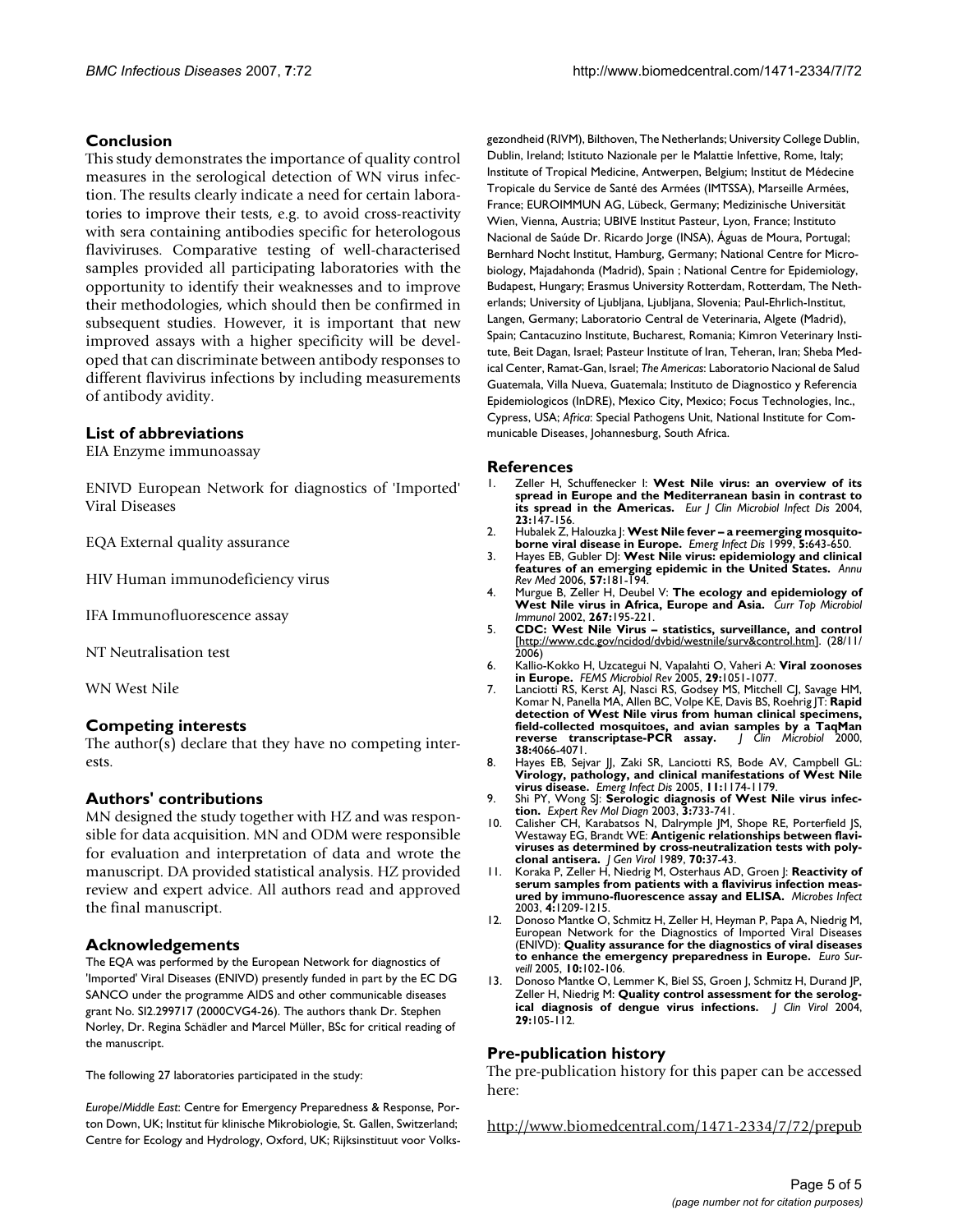## Conclusion

This study demonstrates the importance of quality control measures in the serological detection of WN virus infection. The results clearly indicate a need for certain laboratories to improve their tests, e.g. to avoid cross-reactivity with sera containing antibodies specific for heterologous flaviviruses. Comparative testing of well-characterised samples provided all participating laboratories with the opportunity to identify their weaknesses and to improve their methodologies, which should then be confirmed in subsequent studies. However, it is important that new improved assays with a higher specificity will be developed that can discriminate between antibody responses to different flavivirus infections by including measurements of antibody avidity.

## List of abbreviations

EIA Enzyme immunoassay

ENIVD European Network for diagnostics of 'Imported' Viral Diseases

EQA External quality assurance

HIV Human immunodeficiency virus

IFA Immunofluorescence assay

NT Neutralisation test

WN West Nile

## Competing interests

The author(s) declare that they have no competing interests.

## Authors' contributions

MN designed the study together with HZ and was responsible for data acquisition. MN and ODM were responsible for evaluation and interpretation of data and wrote the manuscript. DA provided statistical analysis. HZ provided review and expert advice. All authors read and approved the final manuscript.

## Acknowledgements

The EQA was performed by the European Network for diagnostics of 'Imported' Viral Diseases (ENIVD) presently funded in part by the EC DG SANCO under the programme AIDS and other communicable diseases grant No. SI2.299717 (2000CVG4-26). The authors thank Dr. Stephen Norley, Dr. Regina Schädler and Marcel Müller, BSc for critical reading of the manuscript.

The following 27 laboratories participated in the study:

*Europe/Middle East*: Centre for Emergency Preparedness & Response, Porton Down, UK; Institut für klinische Mikrobiologie, St. Gallen, Switzerland; Centre for Ecology and Hydrology, Oxford, UK; Rijksinstituut voor Volksgezondheid (RIVM), Bilthoven, The Netherlands; University College Dublin, Dublin, Ireland; Istituto Nazionale per le Malattie Infettive, Rome, Italy; Institute of Tropical Medicine, Antwerpen, Belgium; Institut de Médecine Tropicale du Service de Santé des Armées (IMTSSA), Marseille Armées, France; EUROIMMUN AG, Lübeck, Germany; Medizinische Universität Wien, Vienna, Austria; UBIVE Institut Pasteur, Lyon, France; Instituto Nacional de Saúde Dr. Ricardo Jorge (INSA), Águas de Moura, Portugal; Bernhard Nocht Institut, Hamburg, Germany; National Centre for Microbiology, Majadahonda (Madrid), Spain ; National Centre for Epidemiology, Budapest, Hungary; Erasmus University Rotterdam, Rotterdam, The Netherlands; University of Ljubljana, Ljubljana, Slovenia; Paul-Ehrlich-Institut, Langen, Germany; Laboratorio Central de Veterinaria, Algete (Madrid), Spain; Cantacuzino Institute, Bucharest, Romania; Kimron Veterinary Institute, Beit Dagan, Israel; Pasteur Institute of Iran, Teheran, Iran; Sheba Medical Center, Ramat-Gan, Israel; *The Americas*: Laboratorio Nacional de Salud Guatemala, Villa Nueva, Guatemala; Instituto de Diagnostico y Referencia Epidemiologicos (InDRE), Mexico City, Mexico; Focus Technologies, Inc., Cypress, USA; *Africa*: Special Pathogens Unit, National Institute for Communicable Diseases, Johannesburg, South Africa.

## References

1. Zeller H, Schuffenecker I: **West Nile virus: an overview of its spread in Europe and the Mediterranean basin in contrast to its spread in the Americas.** *Eur J Clin Microbiol Infect Dis* 2004, **23:**147-156.
2. Hubalek Z, Halouzka J: **West Nile fever – a reemerging mosquito-borne viral disease in Europe.** *Emerg Infect Dis* 1999, **5:**643-650.
3. Hayes EB, Gubler DJ: **West Nile virus: epidemiology and clinical features of an emerging epidemic in the United States.** *Annu Rev Med* 2006, **57:**181-194.
4. Murgue B, Zeller H, Deubel V: **The ecology and epidemiology of West Nile virus in Africa, Europe and Asia.** *Curr Top Microbiol Immunol* 2002, **267:**195-221.
5. **CDC: West Nile Virus – statistics, surveillance, and control** [http://www.cdc.gov/ncidod/dvbid/westnile/surv&control.htm]. (28/11/2006)
6. Kallio-Kokko H, Uzcategui N, Vapalahti O, Vaheri A: **Viral zoonoses in Europe.** *FEMS Microbiol Rev* 2005, **29:**1051-1077.
7. Lanciotti RS, Kerst AJ, Nasci RS, Godsey MS, Mitchell CJ, Savage HM, Komar N, Panella MA, Allen BC, Volpe KE, Davis BS, Roehrig JT: **Rapid detection of West Nile virus from human clinical specimens, field-collected mosquitoes, and avian samples by a TaqMan reverse transcriptase-PCR assay.** *J Clin Microbiol* 2000, **38:**4066-4071.
8. Hayes EB, Sejvar JJ, Zaki SR, Lanciotti RS, Bode AV, Campbell GL: **Virology, pathology, and clinical manifestations of West Nile virus disease.** *Emerg Infect Dis* 2005, **11:**1174-1179.
9. Shi PY, Wong SJ: **Serologic diagnosis of West Nile virus infection.** *Expert Rev Mol Diagn* 2003, **3:**733-741.
10. Calisher CH, Karabatsos N, Dalrymple JM, Shope RE, Porterfield JS, Westaway EG, Brandt WE: **Antigenic relationships between flaviviruses as determined by cross-neutralization tests with polyclonal antisera.** *J Gen Virol* 1989, **70:**37-43.
11. Koraka P, Zeller H, Niedrig M, Osterhaus AD, Groen J: **Reactivity of serum samples from patients with a flavivirus infection measured by immuno-fluorescence assay and ELISA.** *Microbes Infect* 2003, **4:**1209-1215.
12. Donoso Mantke O, Schmitz H, Zeller H, Heyman P, Papa A, Niedrig M, European Network for the Diagnostics of Imported Viral Diseases (ENIVD): **Quality assurance for the diagnostics of viral diseases to enhance the emergency preparedness in Europe.** *Euro Surveill* 2005, **10:**102-106.
13. Donoso Mantke O, Lemmer K, Biel SS, Groen J, Schmitz H, Durand JP, Zeller H, Niedrig M: **Quality control assessment for the serological diagnosis of dengue virus infections.** *J Clin Virol* 2004, **29:**105-112.

## Pre-publication history

The pre-publication history for this paper can be accessed here:

http://www.biomedcentral.com/1471-2334/7/72/prepub